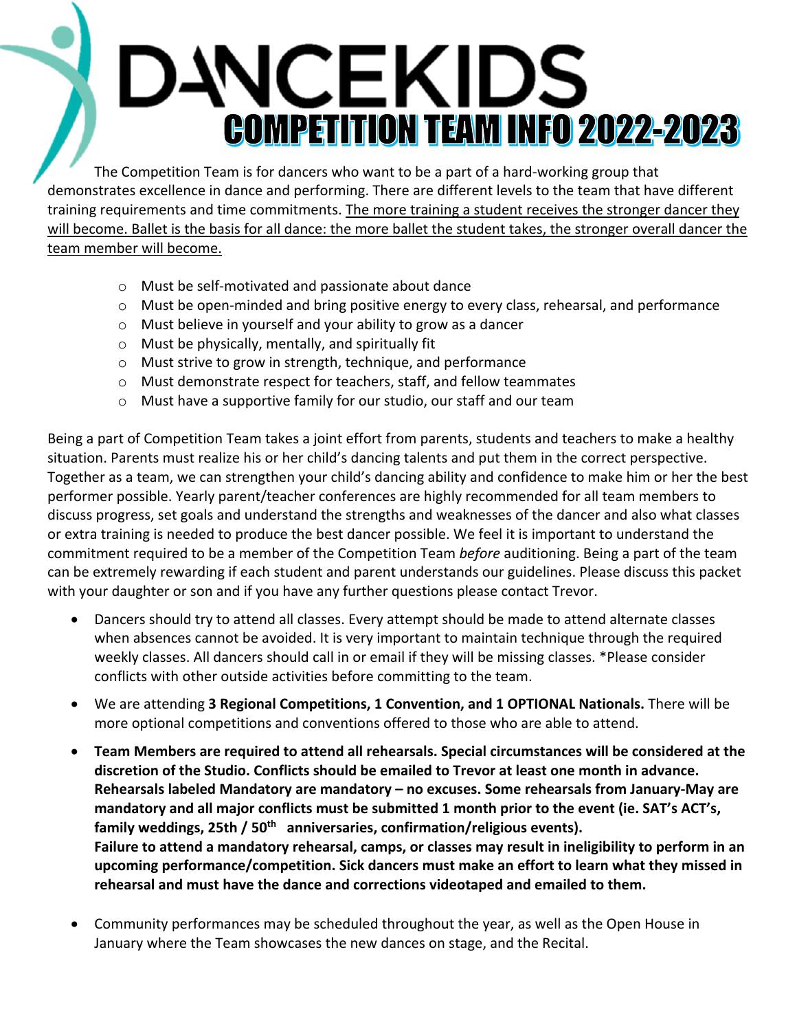# DANCEKIDS

## COMPETITION TEAM INFO 2022-2023

The Competition Team is for dancers who want to be a part of a hard-working group that demonstrates excellence in dance and performing. There are different levels to the team that have different training requirements and time commitments. The more training a student receives the stronger dancer they will become. Ballet is the basis for all dance: the more ballet the student takes, the stronger overall dancer the team member will become.

- Must be self-motivated and passionate about dance
- Must be open-minded and bring positive energy to every class, rehearsal, and performance
- Must believe in yourself and your ability to grow as a dancer
- Must be physically, mentally, and spiritually fit
- Must strive to grow in strength, technique, and performance
- Must demonstrate respect for teachers, staff, and fellow teammates
- Must have a supportive family for our studio, our staff and our team

Being a part of Competition Team takes a joint effort from parents, students and teachers to make a healthy situation. Parents must realize his or her child's dancing talents and put them in the correct perspective. Together as a team, we can strengthen your child's dancing ability and confidence to make him or her the best performer possible. Yearly parent/teacher conferences are highly recommended for all team members to discuss progress, set goals and understand the strengths and weaknesses of the dancer and also what classes or extra training is needed to produce the best dancer possible. We feel it is important to understand the commitment required to be a member of the Competition Team *before* auditioning. Being a part of the team can be extremely rewarding if each student and parent understands our guidelines. Please discuss this packet with your daughter or son and if you have any further questions please contact Trevor.

- Dancers should try to attend all classes. Every attempt should be made to attend alternate classes when absences cannot be avoided. It is very important to maintain technique through the required weekly classes. All dancers should call in or email if they will be missing classes. *Please consider conflicts with other outside activities before committing to the team.
- We are attending **3 Regional Competitions, 1 Convention, and 1 OPTIONAL Nationals.** There will be more optional competitions and conventions offered to those who are able to attend.
- **Team Members are required to attend all rehearsals. Special circumstances will be considered at the discretion of the Studio. Conflicts should be emailed to Trevor at least one month in advance. Rehearsals labeled Mandatory are mandatory – no excuses. Some rehearsals from January-May are mandatory and all major conflicts must be submitted 1 month prior to the event (ie. SAT's ACT's, family weddings, 25th / 50th anniversaries, confirmation/religious events).**
  **Failure to attend a mandatory rehearsal, camps, or classes may result in ineligibility to perform in an upcoming performance/competition. Sick dancers must make an effort to learn what they missed in rehearsal and must have the dance and corrections videotaped and emailed to them.**
- Community performances may be scheduled throughout the year, as well as the Open House in January where the Team showcases the new dances on stage, and the Recital.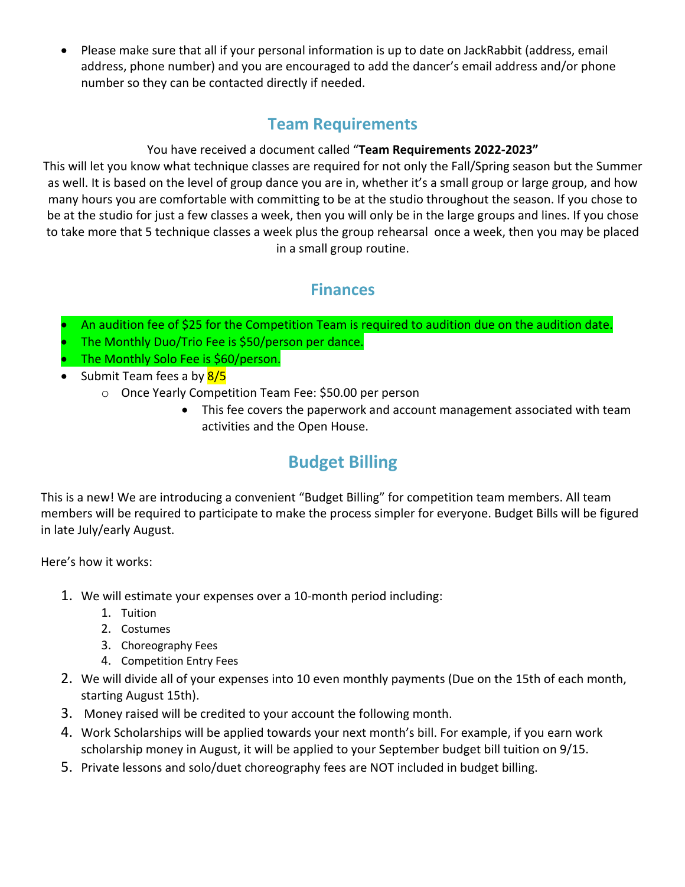- Please make sure that all if your personal information is up to date on JackRabbit (address, email address, phone number) and you are encouraged to add the dancer's email address and/or phone number so they can be contacted directly if needed.

## Team Requirements

You have received a document called "**Team Requirements 2022-2023"**

This will let you know what technique classes are required for not only the Fall/Spring season but the Summer as well. It is based on the level of group dance you are in, whether it's a small group or large group, and how many hours you are comfortable with committing to be at the studio throughout the season. If you chose to be at the studio for just a few classes a week, then you will only be in the large groups and lines. If you chose to take more that 5 technique classes a week plus the group rehearsal once a week, then you may be placed in a small group routine.

## Finances

- An audition fee of $25 for the Competition Team is required to audition due on the audition date.
- The Monthly Duo/Trio Fee is $50/person per dance.
- The Monthly Solo Fee is $60/person.
- Submit Team fees a by 8/5
  - Once Yearly Competition Team Fee: $50.00 per person
    - This fee covers the paperwork and account management associated with team activities and the Open House.

## Budget Billing

This is a new! We are introducing a convenient "Budget Billing" for competition team members. All team members will be required to participate to make the process simpler for everyone. Budget Bills will be figured in late July/early August.

Here's how it works:

1. We will estimate your expenses over a 10-month period including:
   1. Tuition
   2. Costumes
   3. Choreography Fees
   4. Competition Entry Fees
2. We will divide all of your expenses into 10 even monthly payments (Due on the 15th of each month, starting August 15th).
3. Money raised will be credited to your account the following month.
4. Work Scholarships will be applied towards your next month's bill. For example, if you earn work scholarship money in August, it will be applied to your September budget bill tuition on 9/15.
5. Private lessons and solo/duet choreography fees are NOT included in budget billing.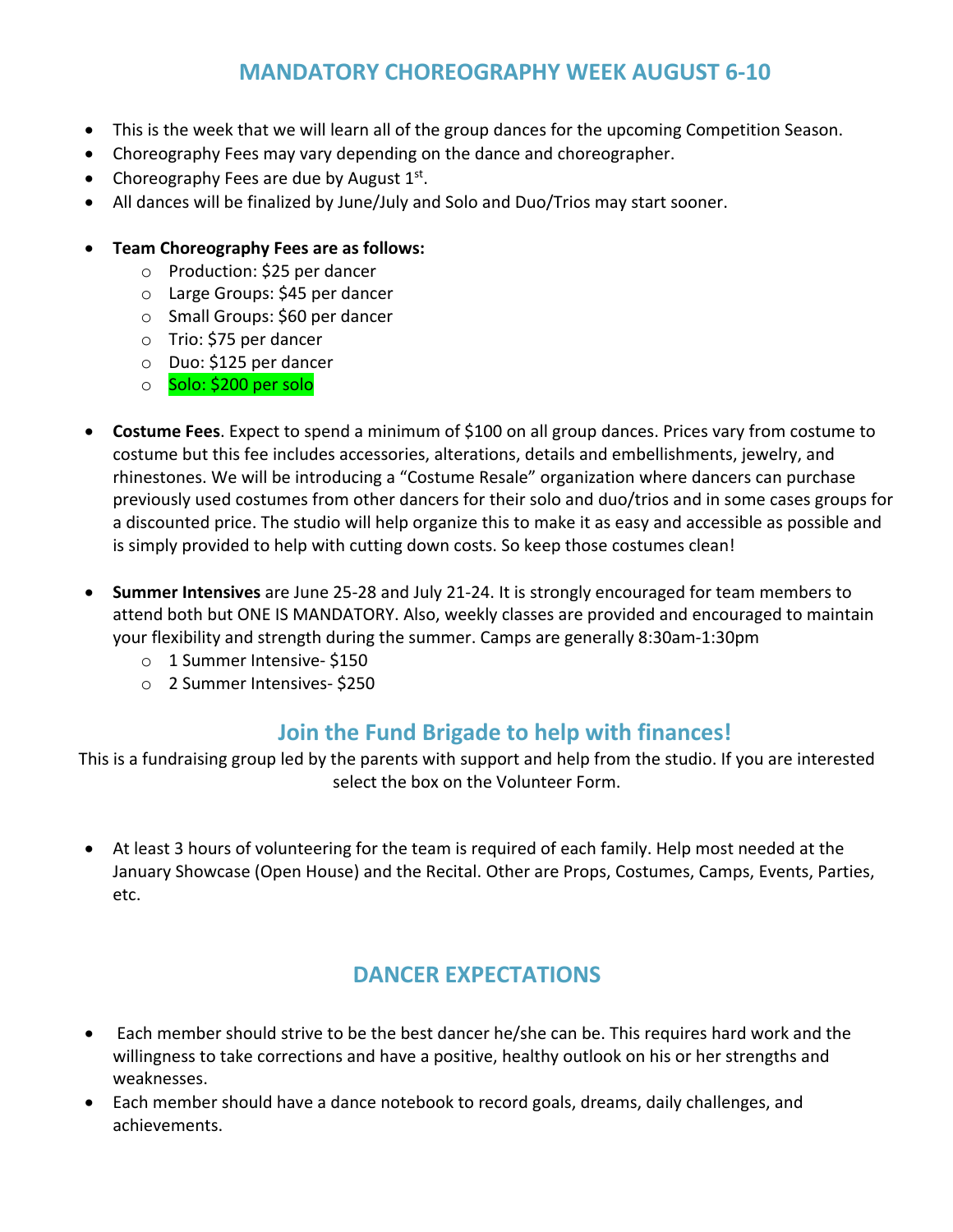## MANDATORY CHOREOGRAPHY WEEK AUGUST 6-10

- This is the week that we will learn all of the group dances for the upcoming Competition Season.
- Choreography Fees may vary depending on the dance and choreographer.
- Choreography Fees are due by August 1st.
- All dances will be finalized by June/July and Solo and Duo/Trios may start sooner.

- **Team Choreography Fees are as follows:**
  - Production: $25 per dancer
  - Large Groups: $45 per dancer
  - Small Groups: $60 per dancer
  - Trio: $75 per dancer
  - Duo: $125 per dancer
  - Solo: $200 per solo

- **Costume Fees**. Expect to spend a minimum of $100 on all group dances. Prices vary from costume to costume but this fee includes accessories, alterations, details and embellishments, jewelry, and rhinestones. We will be introducing a "Costume Resale" organization where dancers can purchase previously used costumes from other dancers for their solo and duo/trios and in some cases groups for a discounted price. The studio will help organize this to make it as easy and accessible as possible and is simply provided to help with cutting down costs. So keep those costumes clean!

- **Summer Intensives** are June 25-28 and July 21-24. It is strongly encouraged for team members to attend both but ONE IS MANDATORY. Also, weekly classes are provided and encouraged to maintain your flexibility and strength during the summer. Camps are generally 8:30am-1:30pm
  - 1 Summer Intensive- $150
  - 2 Summer Intensives- $250

## Join the Fund Brigade to help with finances!

This is a fundraising group led by the parents with support and help from the studio. If you are interested select the box on the Volunteer Form.

- At least 3 hours of volunteering for the team is required of each family. Help most needed at the January Showcase (Open House) and the Recital. Other are Props, Costumes, Camps, Events, Parties, etc.

## DANCER EXPECTATIONS

- Each member should strive to be the best dancer he/she can be. This requires hard work and the willingness to take corrections and have a positive, healthy outlook on his or her strengths and weaknesses.
- Each member should have a dance notebook to record goals, dreams, daily challenges, and achievements.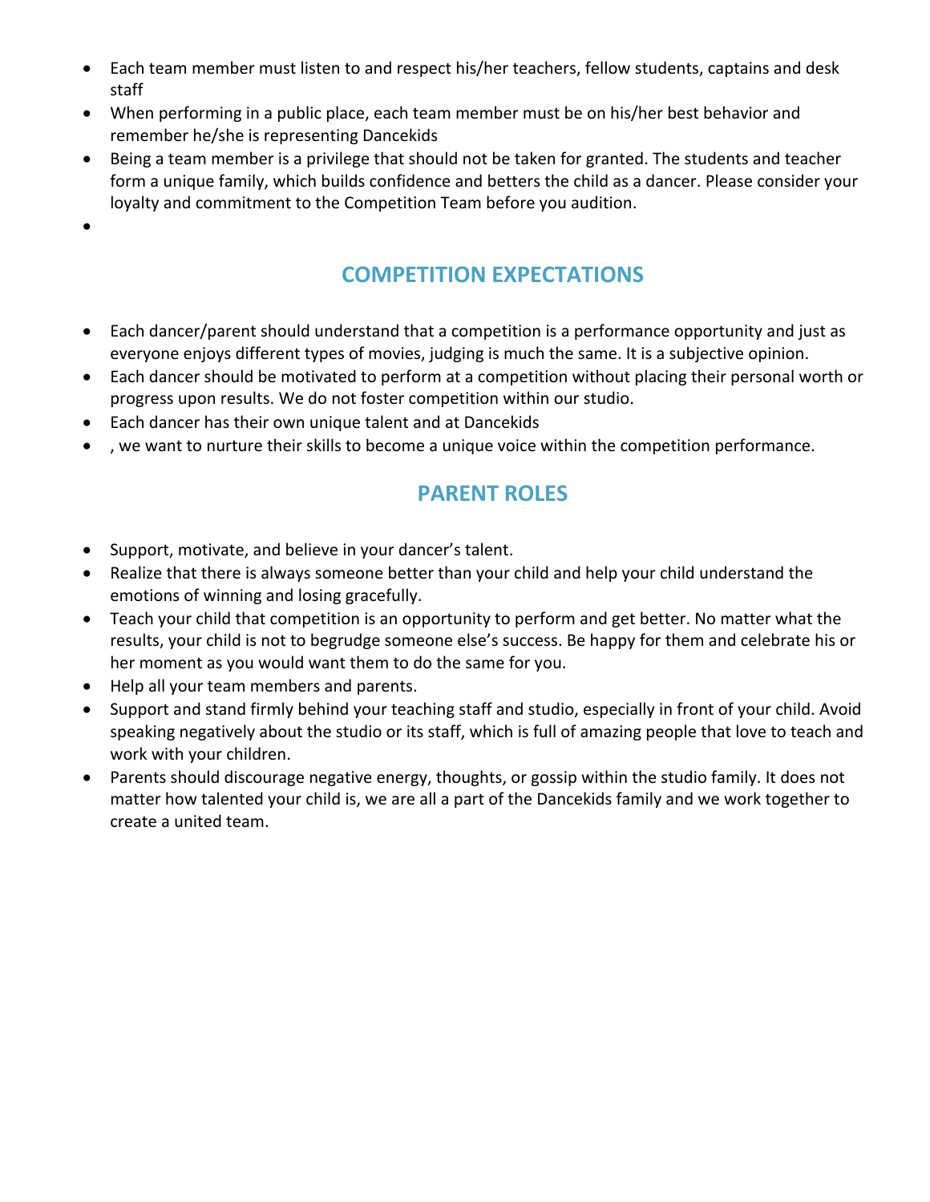- Each team member must listen to and respect his/her teachers, fellow students, captains and desk staff
- When performing in a public place, each team member must be on his/her best behavior and remember he/she is representing Dancekids
- Being a team member is a privilege that should not be taken for granted. The students and teacher form a unique family, which builds confidence and betters the child as a dancer. Please consider your loyalty and commitment to the Competition Team before you audition.
-

## COMPETITION EXPECTATIONS

- Each dancer/parent should understand that a competition is a performance opportunity and just as everyone enjoys different types of movies, judging is much the same. It is a subjective opinion.
- Each dancer should be motivated to perform at a competition without placing their personal worth or progress upon results. We do not foster competition within our studio.
- Each dancer has their own unique talent and at Dancekids
- , we want to nurture their skills to become a unique voice within the competition performance.

## PARENT ROLES

- Support, motivate, and believe in your dancer's talent.
- Realize that there is always someone better than your child and help your child understand the emotions of winning and losing gracefully.
- Teach your child that competition is an opportunity to perform and get better. No matter what the results, your child is not to begrudge someone else's success. Be happy for them and celebrate his or her moment as you would want them to do the same for you.
- Help all your team members and parents.
- Support and stand firmly behind your teaching staff and studio, especially in front of your child. Avoid speaking negatively about the studio or its staff, which is full of amazing people that love to teach and work with your children.
- Parents should discourage negative energy, thoughts, or gossip within the studio family. It does not matter how talented your child is, we are all a part of the Dancekids family and we work together to create a united team.